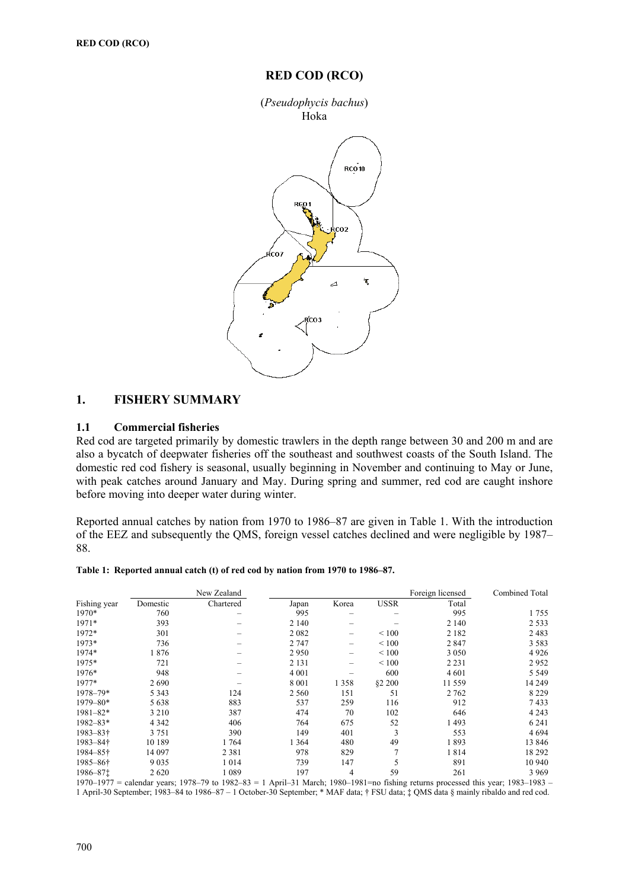# RED COD (RCO)

(*Pseudophycis bachus*)
Hoka

## 1. FISHERY SUMMARY

### 1.1 Commercial fisheries

Red cod are targeted primarily by domestic trawlers in the depth range between 30 and 200 m and are also a bycatch of deepwater fisheries off the southeast and southwest coasts of the South Island. The domestic red cod fishery is seasonal, usually beginning in November and continuing to May or June, with peak catches around January and May. During spring and summer, red cod are caught inshore before moving into deeper water during winter.

Reported annual catches by nation from 1970 to 1986–87 are given in Table 1. With the introduction of the EEZ and subsequently the QMS, foreign vessel catches declined and were negligible by 1987–88.

**Table 1: Reported annual catch (t) of red cod by nation from 1970 to 1986–87.**

| | New Zealand | | | | | Foreign licensed | Combined Total |
|---|---|---|---|---|---|---|---|
| Fishing year | Domestic | Chartered | Japan | Korea | USSR | Total | |
| 1970* | 760 | – | 995 | – | – | 995 | 1 755 |
| 1971* | 393 | – | 2 140 | – | – | 2 140 | 2 533 |
| 1972* | 301 | – | 2 082 | – | < 100 | 2 182 | 2 483 |
| 1973* | 736 | – | 2 747 | – | < 100 | 2 847 | 3 583 |
| 1974* | 1 876 | – | 2 950 | – | < 100 | 3 050 | 4 926 |
| 1975* | 721 | – | 2 131 | – | < 100 | 2 231 | 2 952 |
| 1976* | 948 | – | 4 001 | – | 600 | 4 601 | 5 549 |
| 1977* | 2 690 | – | 8 001 | 1 358 | §2 200 | 11 559 | 14 249 |
| 1978–79* | 5 343 | 124 | 2 560 | 151 | 51 | 2 762 | 8 229 |
| 1979–80* | 5 638 | 883 | 537 | 259 | 116 | 912 | 7 433 |
| 1981–82* | 3 210 | 387 | 474 | 70 | 102 | 646 | 4 243 |
| 1982–83* | 4 342 | 406 | 764 | 675 | 52 | 1 493 | 6 241 |
| 1983–83† | 3 751 | 390 | 149 | 401 | 3 | 553 | 4 694 |
| 1983–84† | 10 189 | 1 764 | 1 364 | 480 | 49 | 1 893 | 13 846 |
| 1984–85† | 14 097 | 2 381 | 978 | 829 | 7 | 1 814 | 18 292 |
| 1985–86† | 9 035 | 1 014 | 739 | 147 | 5 | 891 | 10 940 |
| 1986–87‡ | 2 620 | 1 089 | 197 | 4 | 59 | 261 | 3 969 |

1970–1977 = calendar years; 1978–79 to 1982–83 = 1 April–31 March; 1980–1981=no fishing returns processed this year; 1983–1983 – 1 April-30 September; 1983–84 to 1986–87 – 1 October-30 September; * MAF data; † FSU data; ‡ QMS data § mainly ribaldo and red cod.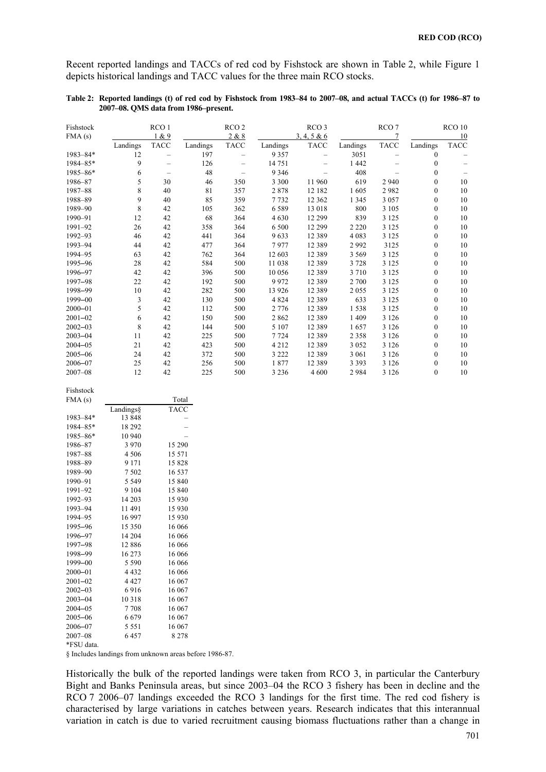Recent reported landings and TACCs of red cod by Fishstock are shown in Table 2, while Figure 1 depicts historical landings and TACC values for the three main RCO stocks.

**Table 2: Reported landings (t) of red cod by Fishstock from 1983–84 to 2007–08, and actual TACCs (t) for 1986–87 to 2007–08. QMS data from 1986–present.**

| Fishstock | RCO 1 | | RCO 2 | | RCO 3 | | RCO 7 | | RCO 10 | |
|---|---|---|---|---|---|---|---|---|---|---|
| FMA (s) | 1 & 9 | | 2 & 8 | | 3, 4, 5 & 6 | | 7 | | 10 | |
| | Landings | TACC | Landings | TACC | Landings | TACC | Landings | TACC | Landings | TACC |
| 1983–84* | 12 | – | 197 | – | 9 357 | – | 3051 | – | 0 | – |
| 1984–85* | 9 | – | 126 | – | 14 751 | – | 1 442 | – | 0 | – |
| 1985–86* | 6 | – | 48 | – | 9 346 | – | 408 | – | 0 | – |
| 1986–87 | 5 | 30 | 46 | 350 | 3 300 | 11 960 | 619 | 2 940 | 0 | 10 |
| 1987–88 | 8 | 40 | 81 | 357 | 2 878 | 12 182 | 1 605 | 2 982 | 0 | 10 |
| 1988–89 | 9 | 40 | 85 | 359 | 7 732 | 12 362 | 1 345 | 3 057 | 0 | 10 |
| 1989–90 | 8 | 42 | 105 | 362 | 6 589 | 13 018 | 800 | 3 105 | 0 | 10 |
| 1990–91 | 12 | 42 | 68 | 364 | 4 630 | 12 299 | 839 | 3 125 | 0 | 10 |
| 1991–92 | 26 | 42 | 358 | 364 | 6 500 | 12 299 | 2 220 | 3 125 | 0 | 10 |
| 1992–93 | 46 | 42 | 441 | 364 | 9 633 | 12 389 | 4 083 | 3 125 | 0 | 10 |
| 1993–94 | 44 | 42 | 477 | 364 | 7 977 | 12 389 | 2 992 | 3125 | 0 | 10 |
| 1994–95 | 63 | 42 | 762 | 364 | 12 603 | 12 389 | 3 569 | 3 125 | 0 | 10 |
| 1995–96 | 28 | 42 | 584 | 500 | 11 038 | 12 389 | 3 728 | 3 125 | 0 | 10 |
| 1996–97 | 42 | 42 | 396 | 500 | 10 056 | 12 389 | 3 710 | 3 125 | 0 | 10 |
| 1997–98 | 22 | 42 | 192 | 500 | 9 972 | 12 389 | 2 700 | 3 125 | 0 | 10 |
| 1998–99 | 10 | 42 | 282 | 500 | 13 926 | 12 389 | 2 055 | 3 125 | 0 | 10 |
| 1999–00 | 3 | 42 | 130 | 500 | 4 824 | 12 389 | 633 | 3 125 | 0 | 10 |
| 2000–01 | 5 | 42 | 112 | 500 | 2 776 | 12 389 | 1 538 | 3 125 | 0 | 10 |
| 2001–02 | 6 | 42 | 150 | 500 | 2 862 | 12 389 | 1 409 | 3 126 | 0 | 10 |
| 2002–03 | 8 | 42 | 144 | 500 | 5 107 | 12 389 | 1 657 | 3 126 | 0 | 10 |
| 2003–04 | 11 | 42 | 225 | 500 | 7 724 | 12 389 | 2 358 | 3 126 | 0 | 10 |
| 2004–05 | 21 | 42 | 423 | 500 | 4 212 | 12 389 | 3 052 | 3 126 | 0 | 10 |
| 2005–06 | 24 | 42 | 372 | 500 | 3 222 | 12 389 | 3 061 | 3 126 | 0 | 10 |
| 2006–07 | 25 | 42 | 256 | 500 | 1 877 | 12 389 | 3 393 | 3 126 | 0 | 10 |
| 2007–08 | 12 | 42 | 225 | 500 | 3 236 | 4 600 | 2 984 | 3 126 | 0 | 10 |

| Fishstock | | |
|---|---|---|
| FMA (s) | | Total |
| | Landings§ | TACC |
| 1983–84* | 13 848 | – |
| 1984–85* | 18 292 | – |
| 1985–86* | 10 940 | – |
| 1986–87 | 3 970 | 15 290 |
| 1987–88 | 4 506 | 15 571 |
| 1988–89 | 9 171 | 15 828 |
| 1989–90 | 7 502 | 16 537 |
| 1990–91 | 5 549 | 15 840 |
| 1991–92 | 9 104 | 15 840 |
| 1992–93 | 14 203 | 15 930 |
| 1993–94 | 11 491 | 15 930 |
| 1994–95 | 16 997 | 15 930 |
| 1995–96 | 15 350 | 16 066 |
| 1996–97 | 14 204 | 16 066 |
| 1997–98 | 12 886 | 16 066 |
| 1998–99 | 16 273 | 16 066 |
| 1999–00 | 5 590 | 16 066 |
| 2000–01 | 4 432 | 16 066 |
| 2001–02 | 4 427 | 16 067 |
| 2002–03 | 6 916 | 16 067 |
| 2003–04 | 10 318 | 16 067 |
| 2004–05 | 7 708 | 16 067 |
| 2005–06 | 6 679 | 16 067 |
| 2006–07 | 5 551 | 16 067 |
| 2007–08 | 6 457 | 8 278 |

*FSU data.

§ Includes landings from unknown areas before 1986-87.

Historically the bulk of the reported landings were taken from RCO 3, in particular the Canterbury Bight and Banks Peninsula areas, but since 2003–04 the RCO 3 fishery has been in decline and the RCO 7 2006–07 landings exceeded the RCO 3 landings for the first time. The red cod fishery is characterised by large variations in catches between years. Research indicates that this interannual variation in catch is due to varied recruitment causing biomass fluctuations rather than a change in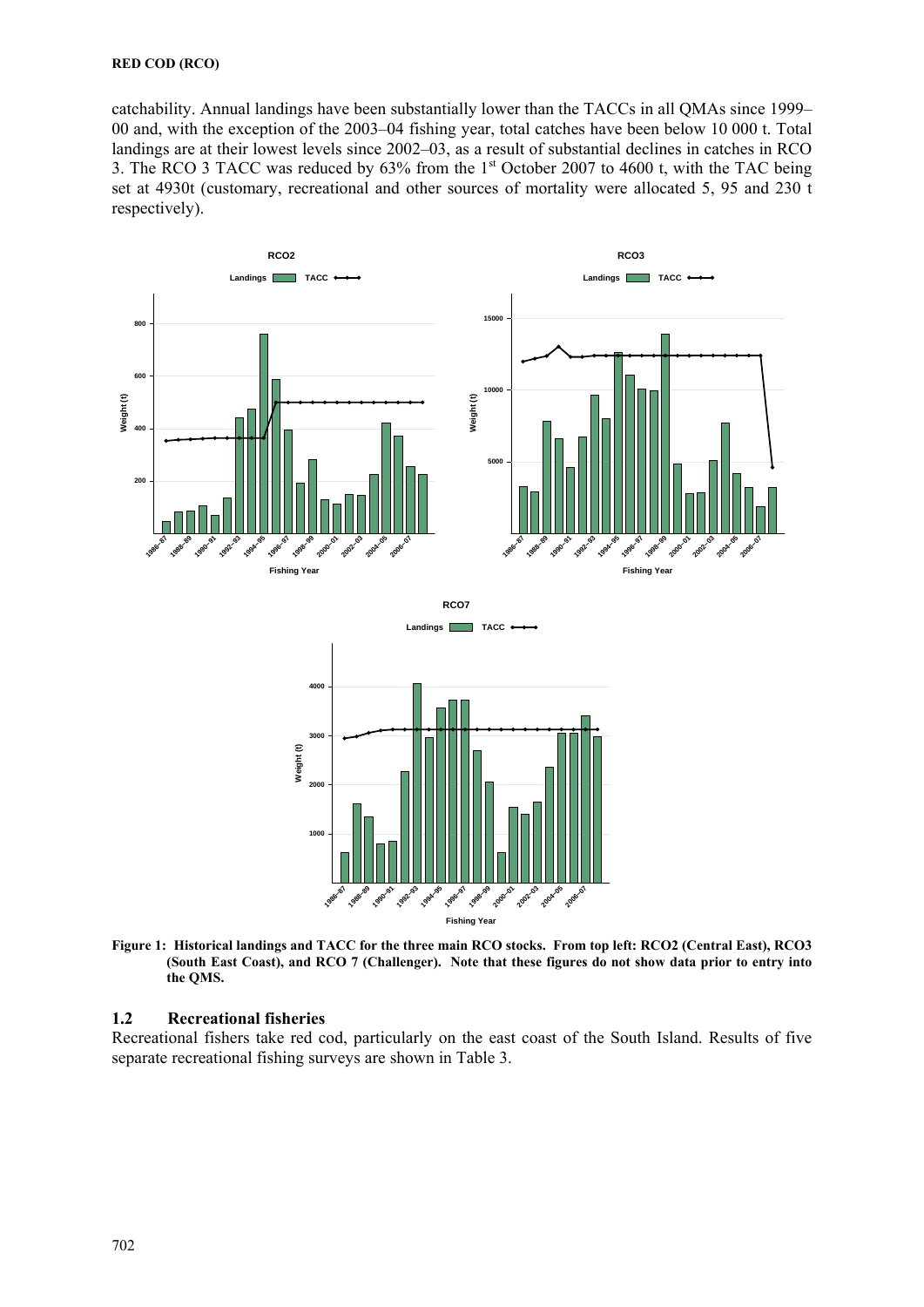catchability. Annual landings have been substantially lower than the TACCs in all QMAs since 1999–00 and, with the exception of the 2003–04 fishing year, total catches have been below 10 000 t. Total landings are at their lowest levels since 2002–03, as a result of substantial declines in catches in RCO 3. The RCO 3 TACC was reduced by 63% from the 1st October 2007 to 4600 t, with the TAC being set at 4930t (customary, recreational and other sources of mortality were allocated 5, 95 and 230 t respectively).

**Figure 1: Historical landings and TACC for the three main RCO stocks. From top left: RCO2 (Central East), RCO3 (South East Coast), and RCO 7 (Challenger). Note that these figures do not show data prior to entry into the QMS.**

## 1.2 Recreational fisheries

Recreational fishers take red cod, particularly on the east coast of the South Island. Results of five separate recreational fishing surveys are shown in Table 3.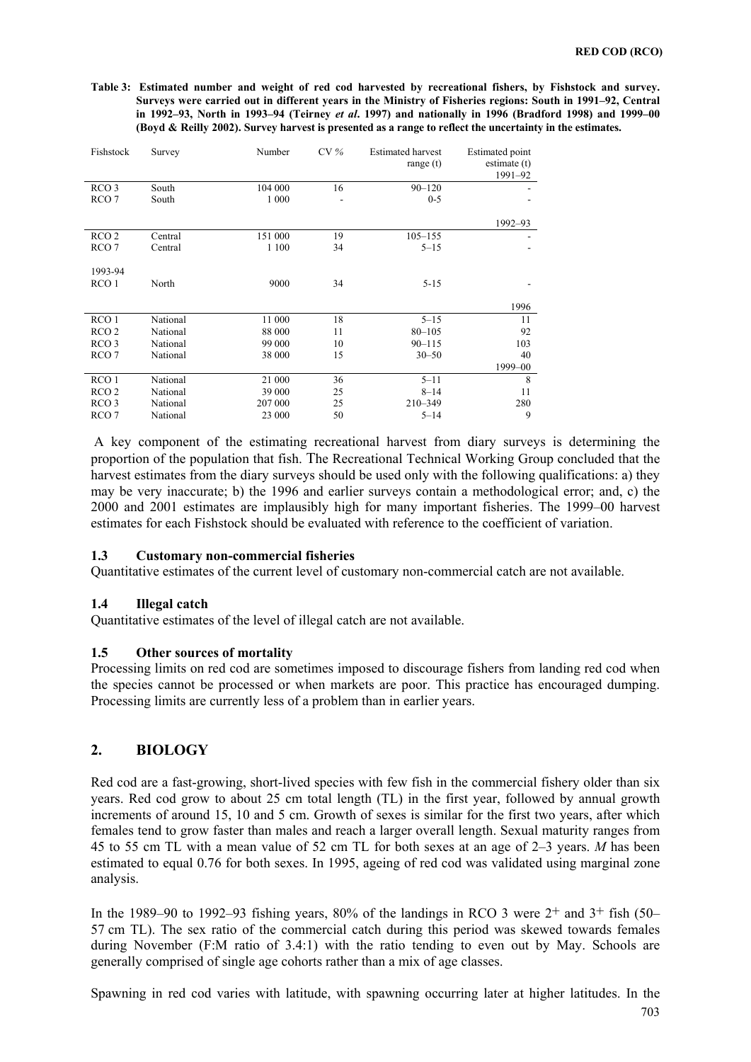**Table 3: Estimated number and weight of red cod harvested by recreational fishers, by Fishstock and survey. Surveys were carried out in different years in the Ministry of Fisheries regions: South in 1991–92, Central in 1992–93, North in 1993–94 (Teirney *et al*. 1997) and nationally in 1996 (Bradford 1998) and 1999–00 (Boyd & Reilly 2002). Survey harvest is presented as a range to reflect the uncertainty in the estimates.**

| Fishstock | Survey | Number | CV % | Estimated harvest range (t) | Estimated point estimate (t) |
|---|---|---|---|---|---|
| | | | | | 1991–92 |
| RCO 3 | South | 104 000 | 16 | 90–120 | - |
| RCO 7 | South | 1 000 | - | 0-5 | - |
| | | | | | 1992–93 |
| RCO 2 | Central | 151 000 | 19 | 105–155 | - |
| RCO 7 | Central | 1 100 | 34 | 5–15 | - |
| 1993-94 | | | | | |
| RCO 1 | North | 9000 | 34 | 5-15 | - |
| | | | | | 1996 |
| RCO 1 | National | 11 000 | 18 | 5–15 | 11 |
| RCO 2 | National | 88 000 | 11 | 80–105 | 92 |
| RCO 3 | National | 99 000 | 10 | 90–115 | 103 |
| RCO 7 | National | 38 000 | 15 | 30–50 | 40 |
| | | | | | 1999–00 |
| RCO 1 | National | 21 000 | 36 | 5–11 | 8 |
| RCO 2 | National | 39 000 | 25 | 8–14 | 11 |
| RCO 3 | National | 207 000 | 25 | 210–349 | 280 |
| RCO 7 | National | 23 000 | 50 | 5–14 | 9 |

A key component of the estimating recreational harvest from diary surveys is determining the proportion of the population that fish. The Recreational Technical Working Group concluded that the harvest estimates from the diary surveys should be used only with the following qualifications: a) they may be very inaccurate; b) the 1996 and earlier surveys contain a methodological error; and, c) the 2000 and 2001 estimates are implausibly high for many important fisheries. The 1999–00 harvest estimates for each Fishstock should be evaluated with reference to the coefficient of variation.

### 1.3 Customary non-commercial fisheries

Quantitative estimates of the current level of customary non-commercial catch are not available.

### 1.4 Illegal catch

Quantitative estimates of the level of illegal catch are not available.

### 1.5 Other sources of mortality

Processing limits on red cod are sometimes imposed to discourage fishers from landing red cod when the species cannot be processed or when markets are poor. This practice has encouraged dumping. Processing limits are currently less of a problem than in earlier years.

## 2. BIOLOGY

Red cod are a fast-growing, short-lived species with few fish in the commercial fishery older than six years. Red cod grow to about 25 cm total length (TL) in the first year, followed by annual growth increments of around 15, 10 and 5 cm. Growth of sexes is similar for the first two years, after which females tend to grow faster than males and reach a larger overall length. Sexual maturity ranges from 45 to 55 cm TL with a mean value of 52 cm TL for both sexes at an age of 2–3 years. $M$ has been estimated to equal 0.76 for both sexes. In 1995, ageing of red cod was validated using marginal zone analysis.

In the 1989–90 to 1992–93 fishing years, 80% of the landings in RCO 3 were $2^+$ and $3^+$ fish (50–57 cm TL). The sex ratio of the commercial catch during this period was skewed towards females during November (F:M ratio of 3.4:1) with the ratio tending to even out by May. Schools are generally comprised of single age cohorts rather than a mix of age classes.

Spawning in red cod varies with latitude, with spawning occurring later at higher latitudes. In the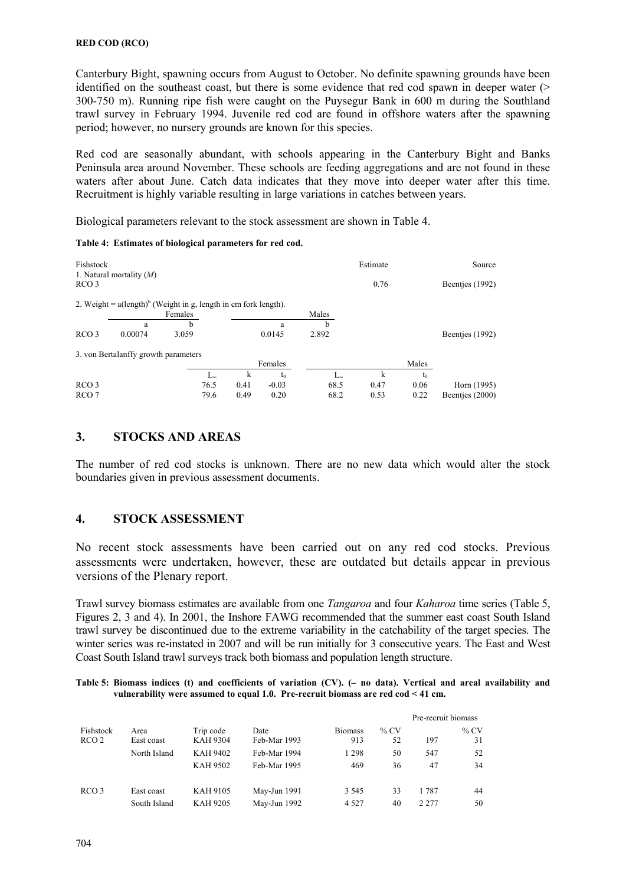Canterbury Bight, spawning occurs from August to October. No definite spawning grounds have been identified on the southeast coast, but there is some evidence that red cod spawn in deeper water (> 300-750 m). Running ripe fish were caught on the Puysegur Bank in 600 m during the Southland trawl survey in February 1994. Juvenile red cod are found in offshore waters after the spawning period; however, no nursery grounds are known for this species.

Red cod are seasonally abundant, with schools appearing in the Canterbury Bight and Banks Peninsula area around November. These schools are feeding aggregations and are not found in these waters after about June. Catch data indicates that they move into deeper water after this time. Recruitment is highly variable resulting in large variations in catches between years.

Biological parameters relevant to the stock assessment are shown in Table 4.

**Table 4: Estimates of biological parameters for red cod.**

| Fishstock | | | | | | | Estimate | Source |
|---|---|---|---|---|---|---|---|---|
| 1. Natural mortality ($M$) | | | | | | | | |
| RCO 3 | | | | | | | 0.76 | Beentjes (1992) |

2. Weight = a(length)$^b$ (Weight in g, length in cm fork length).

| | Females | | Males | | Source |
|---|---|---|---|---|---|
| | a | b | a | b | |
| RCO 3 | 0.00074 | 3.059 | 0.0145 | 2.892 | Beentjes (1992) |

3. von Bertalanffy growth parameters

| | Females | | | Males | | | Source |
|---|---|---|---|---|---|---|---|
| | $L_\infty$ | k | $t_0$ | $L_\infty$ | k | $t_0$ | |
| RCO 3 | 76.5 | 0.41 | -0.03 | 68.5 | 0.47 | 0.06 | Horn (1995) |
| RCO 7 | 79.6 | 0.49 | 0.20 | 68.2 | 0.53 | 0.22 | Beentjes (2000) |

## 3. STOCKS AND AREAS

The number of red cod stocks is unknown. There are no new data which would alter the stock boundaries given in previous assessment documents.

## 4. STOCK ASSESSMENT

No recent stock assessments have been carried out on any red cod stocks. Previous assessments were undertaken, however, these are outdated but details appear in previous versions of the Plenary report.

Trawl survey biomass estimates are available from one *Tangaroa* and four *Kaharoa* time series (Table 5, Figures 2, 3 and 4). In 2001, the Inshore FAWG recommended that the summer east coast South Island trawl survey be discontinued due to the extreme variability in the catchability of the target species. The winter series was re-instated in 2007 and will be run initially for 3 consecutive years. The East and West Coast South Island trawl surveys track both biomass and population length structure.

**Table 5: Biomass indices (t) and coefficients of variation (CV). (– no data). Vertical and areal availability and vulnerability were assumed to equal 1.0. Pre-recruit biomass are red cod < 41 cm.**

| | | | | | | Pre-recruit biomass | |
|---|---|---|---|---|---|---|---|
| Fishstock | Area | Trip code | Date | Biomass | % CV | | % CV |
| RCO 2 | East coast | KAH 9304 | Feb-Mar 1993 | 913 | 52 | 197 | 31 |
| | North Island | KAH 9402 | Feb-Mar 1994 | 1 298 | 50 | 547 | 52 |
| | | KAH 9502 | Feb-Mar 1995 | 469 | 36 | 47 | 34 |
| RCO 3 | East coast | KAH 9105 | May-Jun 1991 | 3 545 | 33 | 1 787 | 44 |
| | South Island | KAH 9205 | May-Jun 1992 | 4 527 | 40 | 2 277 | 50 |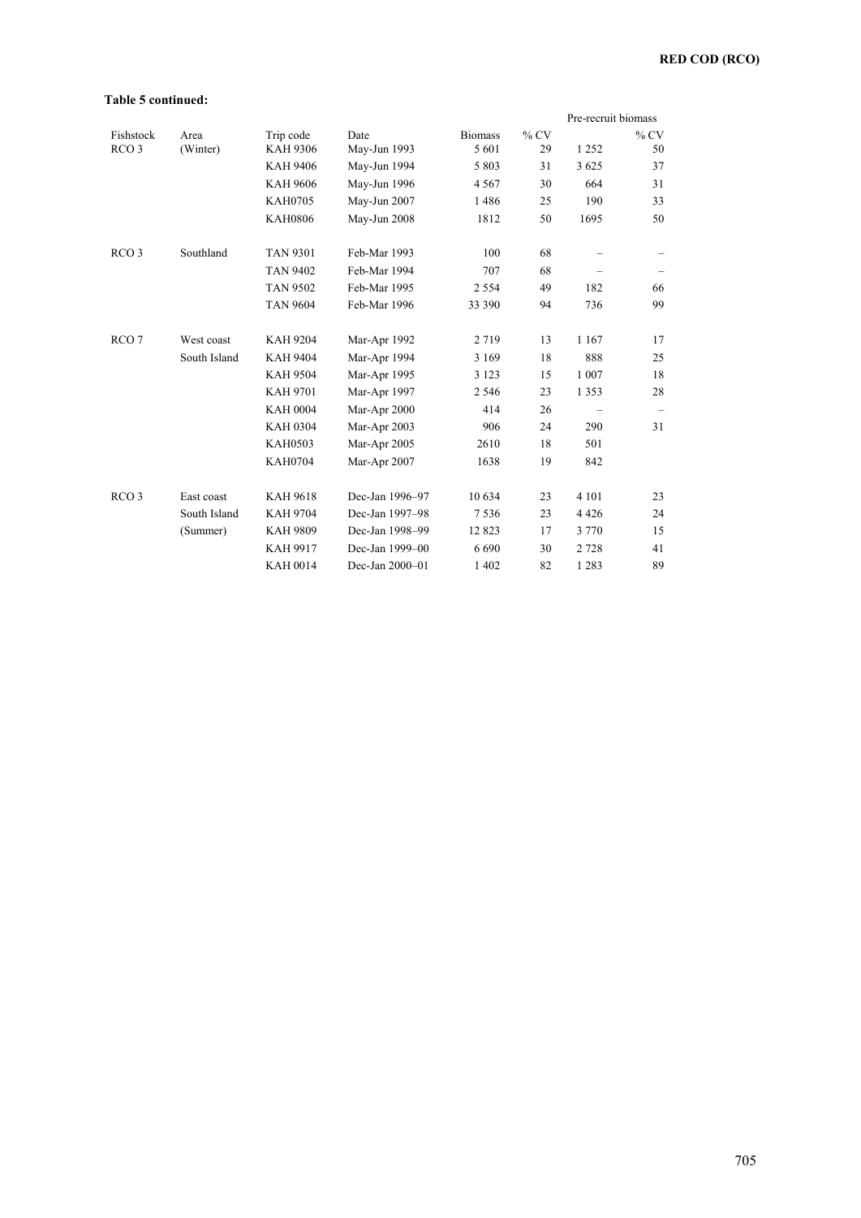**Table 5 continued:**

| Fishstock | Area | Trip code | Date | Biomass | % CV | Pre-recruit biomass | % CV |
|---|---|---|---|---|---|---|---|
| RCO 3 | (Winter) | KAH 9306 | May-Jun 1993 | 5 601 | 29 | 1 252 | 50 |
| | | KAH 9406 | May-Jun 1994 | 5 803 | 31 | 3 625 | 37 |
| | | KAH 9606 | May-Jun 1996 | 4 567 | 30 | 664 | 31 |
| | | KAH0705 | May-Jun 2007 | 1 486 | 25 | 190 | 33 |
| | | KAH0806 | May-Jun 2008 | 1812 | 50 | 1695 | 50 |
| RCO 3 | Southland | TAN 9301 | Feb-Mar 1993 | 100 | 68 | – | – |
| | | TAN 9402 | Feb-Mar 1994 | 707 | 68 | – | – |
| | | TAN 9502 | Feb-Mar 1995 | 2 554 | 49 | 182 | 66 |
| | | TAN 9604 | Feb-Mar 1996 | 33 390 | 94 | 736 | 99 |
| RCO 7 | West coast South Island | KAH 9204 | Mar-Apr 1992 | 2 719 | 13 | 1 167 | 17 |
| | | KAH 9404 | Mar-Apr 1994 | 3 169 | 18 | 888 | 25 |
| | | KAH 9504 | Mar-Apr 1995 | 3 123 | 15 | 1 007 | 18 |
| | | KAH 9701 | Mar-Apr 1997 | 2 546 | 23 | 1 353 | 28 |
| | | KAH 0004 | Mar-Apr 2000 | 414 | 26 | – | – |
| | | KAH 0304 | Mar-Apr 2003 | 906 | 24 | 290 | 31 |
| | | KAH0503 | Mar-Apr 2005 | 2610 | 18 | 501 | |
| | | KAH0704 | Mar-Apr 2007 | 1638 | 19 | 842 | |
| RCO 3 | East coast South Island (Summer) | KAH 9618 | Dec-Jan 1996–97 | 10 634 | 23 | 4 101 | 23 |
| | | KAH 9704 | Dec-Jan 1997–98 | 7 536 | 23 | 4 426 | 24 |
| | | KAH 9809 | Dec-Jan 1998–99 | 12 823 | 17 | 3 770 | 15 |
| | | KAH 9917 | Dec-Jan 1999–00 | 6 690 | 30 | 2 728 | 41 |
| | | KAH 0014 | Dec-Jan 2000–01 | 1 402 | 82 | 1 283 | 89 |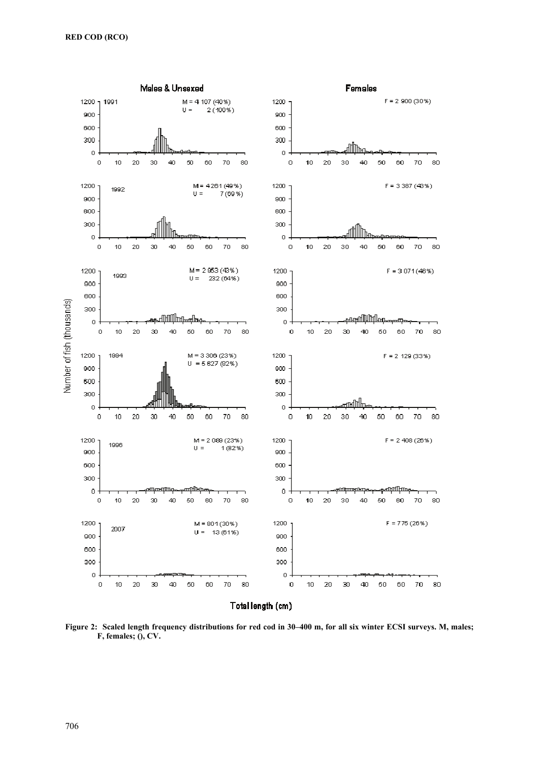**RED COD (RCO)**

**Males & Unsexed** | **Females**

1991 — M = 4 107 (40%), U = 2 (100%) | F = 2 900 (30%)

1992 — M = 4 261 (49%), U = 7 (69%) | F = 3 387 (43%)

1993 — M = 2 953 (43%), U = 232 (64%) | F = 3 071 (46%)

1994 — M = 3 306 (23%), U = 5 827 (82%) | F = 2 129 (33%)

1996 — M = 2 088 (23%), U = 1 (82%) | F = 2 408 (26%)

2007 — M = 801 (30%), U = 13 (61%) | F = 775 (26%)

Number of fish (thousands)

Total length (cm)

**Figure 2: Scaled length frequency distributions for red cod in 30–400 m, for all six winter ECSI surveys. M, males; F, females; (), CV.**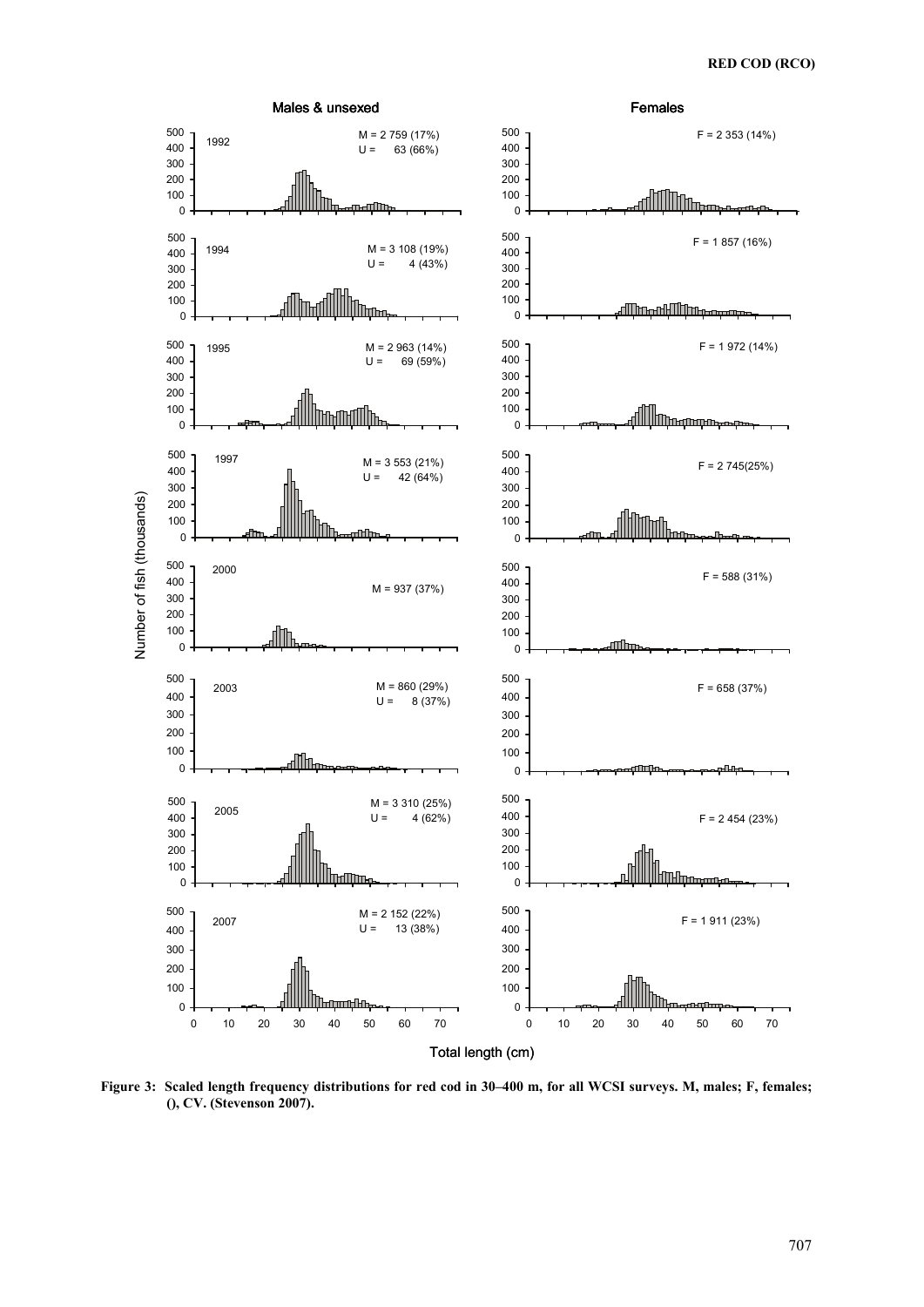Males & unsexed

Females

| Year | Males & unsexed | Females |
| --- | --- | --- |
| 1992 | M = 2 759 (17%); U = 63 (66%) | F = 2 353 (14%) |
| 1994 | M = 3 108 (19%); U = 4 (43%) | F = 1 857 (16%) |
| 1995 | M = 2 963 (14%); U = 69 (59%) | F = 1 972 (14%) |
| 1997 | M = 3 553 (21%); U = 42 (64%) | F = 2 745(25%) |
| 2000 | M = 937 (37%) | F = 588 (31%) |
| 2003 | M = 860 (29%); U = 8 (37%) | F = 658 (37%) |
| 2005 | M = 3 310 (25%); U = 4 (62%) | F = 2 454 (23%) |
| 2007 | M = 2 152 (22%); U = 13 (38%) | F = 1 911 (23%) |

Number of fish (thousands)

Total length (cm)

**Figure 3: Scaled length frequency distributions for red cod in 30–400 m, for all WCSI surveys. M, males; F, females; (), CV. (Stevenson 2007).**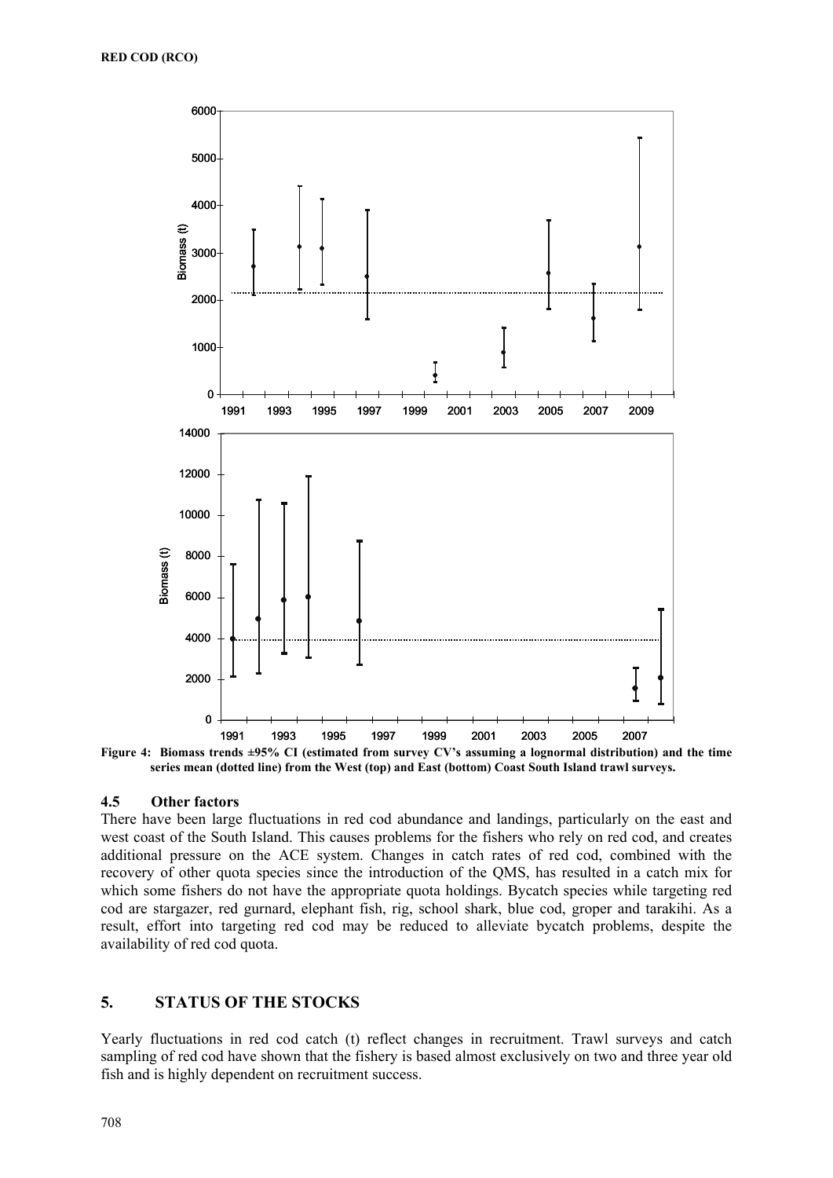**Figure 4: Biomass trends ±95% CI (estimated from survey CV's assuming a lognormal distribution) and the time series mean (dotted line) from the West (top) and East (bottom) Coast South Island trawl surveys.**

### 4.5 Other factors

There have been large fluctuations in red cod abundance and landings, particularly on the east and west coast of the South Island. This causes problems for the fishers who rely on red cod, and creates additional pressure on the ACE system. Changes in catch rates of red cod, combined with the recovery of other quota species since the introduction of the QMS, has resulted in a catch mix for which some fishers do not have the appropriate quota holdings. Bycatch species while targeting red cod are stargazer, red gurnard, elephant fish, rig, school shark, blue cod, groper and tarakihi. As a result, effort into targeting red cod may be reduced to alleviate bycatch problems, despite the availability of red cod quota.

## 5. STATUS OF THE STOCKS

Yearly fluctuations in red cod catch (t) reflect changes in recruitment. Trawl surveys and catch sampling of red cod have shown that the fishery is based almost exclusively on two and three year old fish and is highly dependent on recruitment success.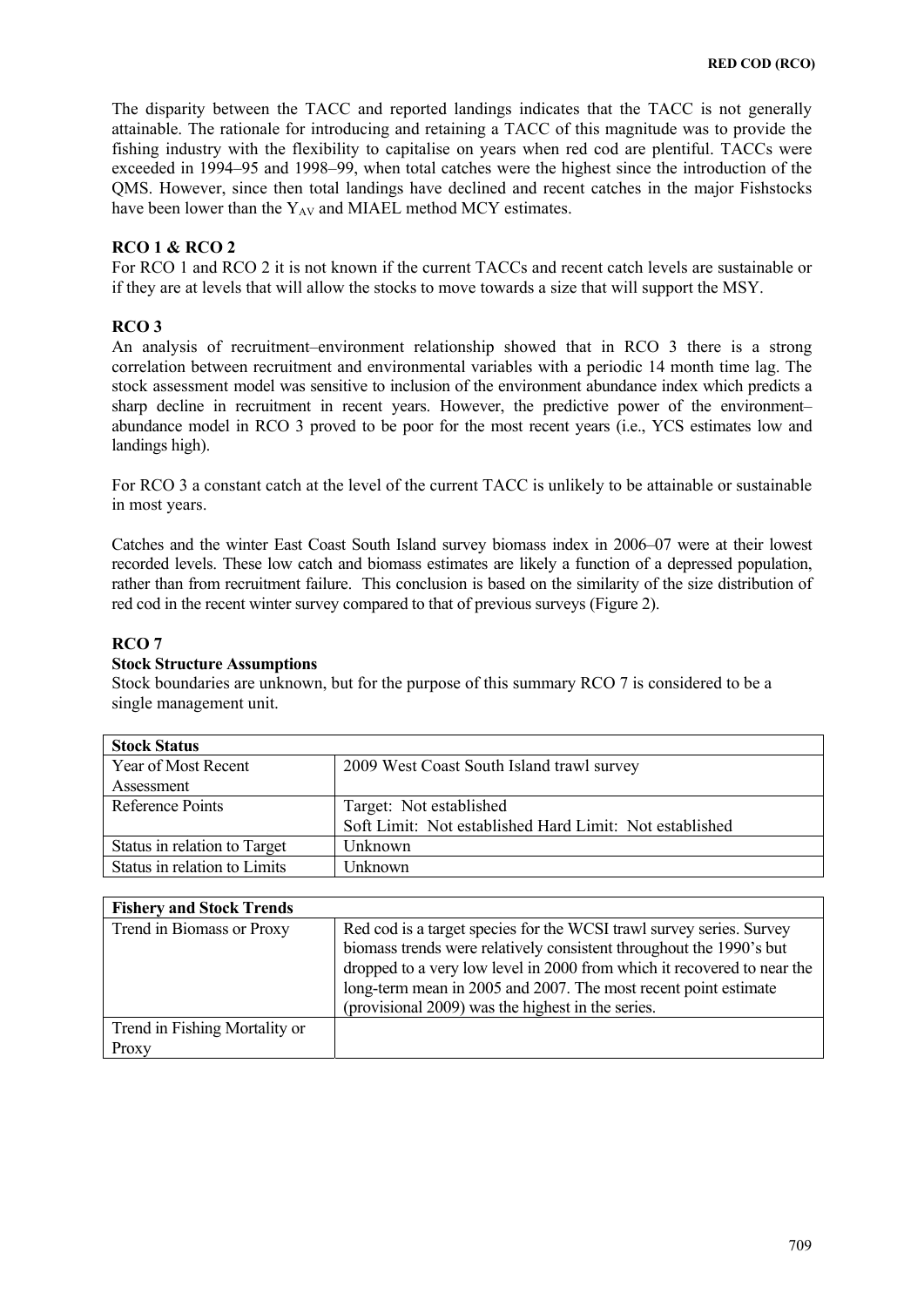The disparity between the TACC and reported landings indicates that the TACC is not generally attainable. The rationale for introducing and retaining a TACC of this magnitude was to provide the fishing industry with the flexibility to capitalise on years when red cod are plentiful. TACCs were exceeded in 1994–95 and 1998–99, when total catches were the highest since the introduction of the QMS. However, since then total landings have declined and recent catches in the major Fishstocks have been lower than the $Y_{AV}$ and MIAEL method MCY estimates.

**RCO 1 & RCO 2**

For RCO 1 and RCO 2 it is not known if the current TACCs and recent catch levels are sustainable or if they are at levels that will allow the stocks to move towards a size that will support the MSY.

**RCO 3**

An analysis of recruitment–environment relationship showed that in RCO 3 there is a strong correlation between recruitment and environmental variables with a periodic 14 month time lag. The stock assessment model was sensitive to inclusion of the environment abundance index which predicts a sharp decline in recruitment in recent years. However, the predictive power of the environment–abundance model in RCO 3 proved to be poor for the most recent years (i.e., YCS estimates low and landings high).

For RCO 3 a constant catch at the level of the current TACC is unlikely to be attainable or sustainable in most years.

Catches and the winter East Coast South Island survey biomass index in 2006–07 were at their lowest recorded levels. These low catch and biomass estimates are likely a function of a depressed population, rather than from recruitment failure. This conclusion is based on the similarity of the size distribution of red cod in the recent winter survey compared to that of previous surveys (Figure 2).

**RCO 7**

**Stock Structure Assumptions**

Stock boundaries are unknown, but for the purpose of this summary RCO 7 is considered to be a single management unit.

| **Stock Status** | |
|---|---|
| Year of Most Recent Assessment | 2009 West Coast South Island trawl survey |
| Reference Points | Target: Not established<br>Soft Limit: Not established Hard Limit: Not established |
| Status in relation to Target | Unknown |
| Status in relation to Limits | Unknown |

| **Fishery and Stock Trends** | |
|---|---|
| Trend in Biomass or Proxy | Red cod is a target species for the WCSI trawl survey series. Survey biomass trends were relatively consistent throughout the 1990's but dropped to a very low level in 2000 from which it recovered to near the long-term mean in 2005 and 2007. The most recent point estimate (provisional 2009) was the highest in the series. |
| Trend in Fishing Mortality or Proxy | |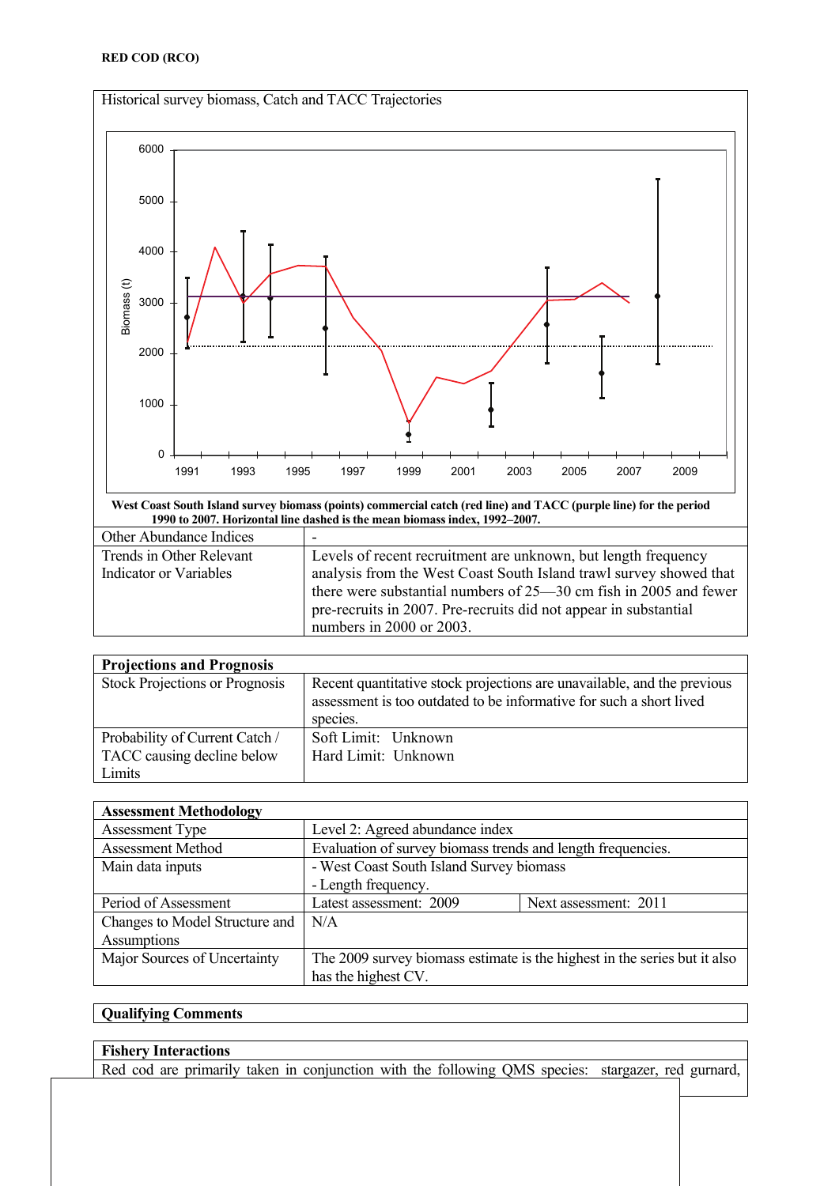**RED COD (RCO)**

| Historical survey biomass, Catch and TACC Trajectories | |
|---|---|
| West Coast South Island survey biomass (points) commercial catch (red line) and TACC (purple line) for the period 1990 to 2007. Horizontal line dashed is the mean biomass index, 1992–2007. | |
| Other Abundance Indices | - |
| Trends in Other Relevant Indicator or Variables | Levels of recent recruitment are unknown, but length frequency analysis from the West Coast South Island trawl survey showed that there were substantial numbers of 25—30 cm fish in 2005 and fewer pre-recruits in 2007. Pre-recruits did not appear in substantial numbers in 2000 or 2003. |

| Projections and Prognosis | |
|---|---|
| Stock Projections or Prognosis | Recent quantitative stock projections are unavailable, and the previous assessment is too outdated to be informative for such a short lived species. |
| Probability of Current Catch / TACC causing decline below Limits | Soft Limit: Unknown<br>Hard Limit: Unknown |

| Assessment Methodology | | |
|---|---|---|
| Assessment Type | Level 2: Agreed abundance index | |
| Assessment Method | Evaluation of survey biomass trends and length frequencies. | |
| Main data inputs | - West Coast South Island Survey biomass<br>- Length frequency. | |
| Period of Assessment | Latest assessment: 2009 | Next assessment: 2011 |
| Changes to Model Structure and Assumptions | N/A | |
| Major Sources of Uncertainty | The 2009 survey biomass estimate is the highest in the series but it also has the highest CV. | |

| Qualifying Comments |
|---|

| Fishery Interactions |
|---|
| Red cod are primarily taken in conjunction with the following QMS species: stargazer, red gurnard, |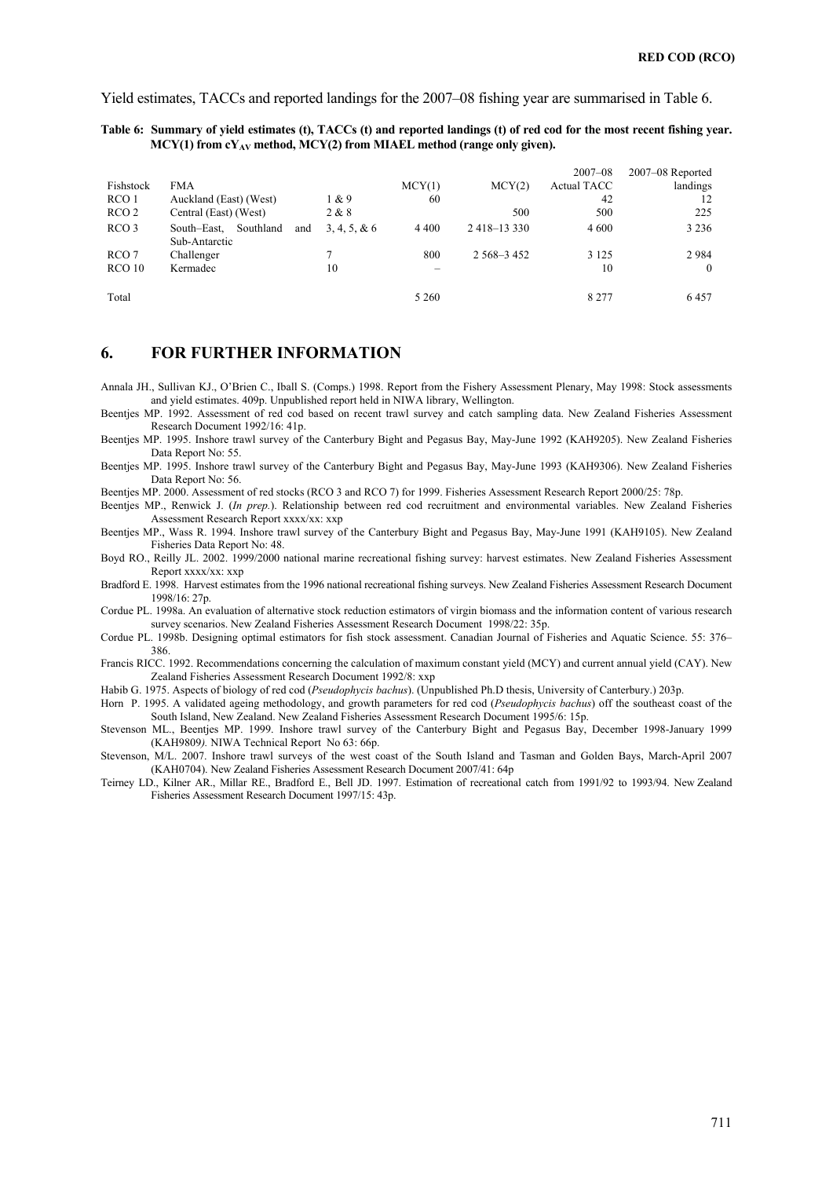Yield estimates, TACCs and reported landings for the 2007–08 fishing year are summarised in Table 6.

**Table 6: Summary of yield estimates (t), TACCs (t) and reported landings (t) of red cod for the most recent fishing year. MCY(1) from $cY_{AV}$ method, MCY(2) from MIAEL method (range only given).**

| Fishstock | FMA | | MCY(1) | MCY(2) | 2007–08 Actual TACC | 2007–08 Reported landings |
|---|---|---|---|---|---|---|
| RCO 1 | Auckland (East) (West) | 1 & 9 | 60 | | 42 | 12 |
| RCO 2 | Central (East) (West) | 2 & 8 | | 500 | 500 | 225 |
| RCO 3 | South–East, Southland and Sub-Antarctic | 3, 4, 5, & 6 | 4 400 | 2 418–13 330 | 4 600 | 3 236 |
| RCO 7 | Challenger | 7 | 800 | 2 568–3 452 | 3 125 | 2 984 |
| RCO 10 | Kermadec | 10 | – | | 10 | 0 |
| Total | | | 5 260 | | 8 277 | 6 457 |

## 6. FOR FURTHER INFORMATION

Annala JH., Sullivan KJ., O'Brien C., Iball S. (Comps.) 1998. Report from the Fishery Assessment Plenary, May 1998: Stock assessments and yield estimates. 409p. Unpublished report held in NIWA library, Wellington.

Beentjes MP. 1992. Assessment of red cod based on recent trawl survey and catch sampling data. New Zealand Fisheries Assessment Research Document 1992/16: 41p.

Beentjes MP. 1995. Inshore trawl survey of the Canterbury Bight and Pegasus Bay, May-June 1992 (KAH9205). New Zealand Fisheries Data Report No: 55.

Beentjes MP. 1995. Inshore trawl survey of the Canterbury Bight and Pegasus Bay, May-June 1993 (KAH9306). New Zealand Fisheries Data Report No: 56.

Beentjes MP. 2000. Assessment of red stocks (RCO 3 and RCO 7) for 1999. Fisheries Assessment Research Report 2000/25: 78p.

Beentjes MP., Renwick J. (*In prep.*). Relationship between red cod recruitment and environmental variables. New Zealand Fisheries Assessment Research Report xxxx/xx: xxp

Beentjes MP., Wass R. 1994. Inshore trawl survey of the Canterbury Bight and Pegasus Bay, May-June 1991 (KAH9105). New Zealand Fisheries Data Report No: 48.

Boyd RO., Reilly JL. 2002. 1999/2000 national marine recreational fishing survey: harvest estimates. New Zealand Fisheries Assessment Report xxxx/xx: xxp

Bradford E. 1998. Harvest estimates from the 1996 national recreational fishing surveys. New Zealand Fisheries Assessment Research Document 1998/16: 27p.

Cordue PL. 1998a. An evaluation of alternative stock reduction estimators of virgin biomass and the information content of various research survey scenarios. New Zealand Fisheries Assessment Research Document 1998/22: 35p.

Cordue PL. 1998b. Designing optimal estimators for fish stock assessment. Canadian Journal of Fisheries and Aquatic Science. 55: 376–386.

Francis RICC. 1992. Recommendations concerning the calculation of maximum constant yield (MCY) and current annual yield (CAY). New Zealand Fisheries Assessment Research Document 1992/8: xxp

Habib G. 1975. Aspects of biology of red cod (*Pseudophycis bachus*). (Unpublished Ph.D thesis, University of Canterbury.) 203p.

Horn P. 1995. A validated ageing methodology, and growth parameters for red cod (*Pseudophycis bachus*) off the southeast coast of the South Island, New Zealand. New Zealand Fisheries Assessment Research Document 1995/6: 15p.

Stevenson ML., Beentjes MP. 1999. Inshore trawl survey of the Canterbury Bight and Pegasus Bay, December 1998-January 1999 (KAH9809*).* NIWA Technical Report No 63: 66p.

Stevenson, M/L. 2007. Inshore trawl surveys of the west coast of the South Island and Tasman and Golden Bays, March-April 2007 (KAH0704). New Zealand Fisheries Assessment Research Document 2007/41: 64p

Teirney LD., Kilner AR., Millar RE., Bradford E., Bell JD. 1997. Estimation of recreational catch from 1991/92 to 1993/94. New Zealand Fisheries Assessment Research Document 1997/15: 43p.